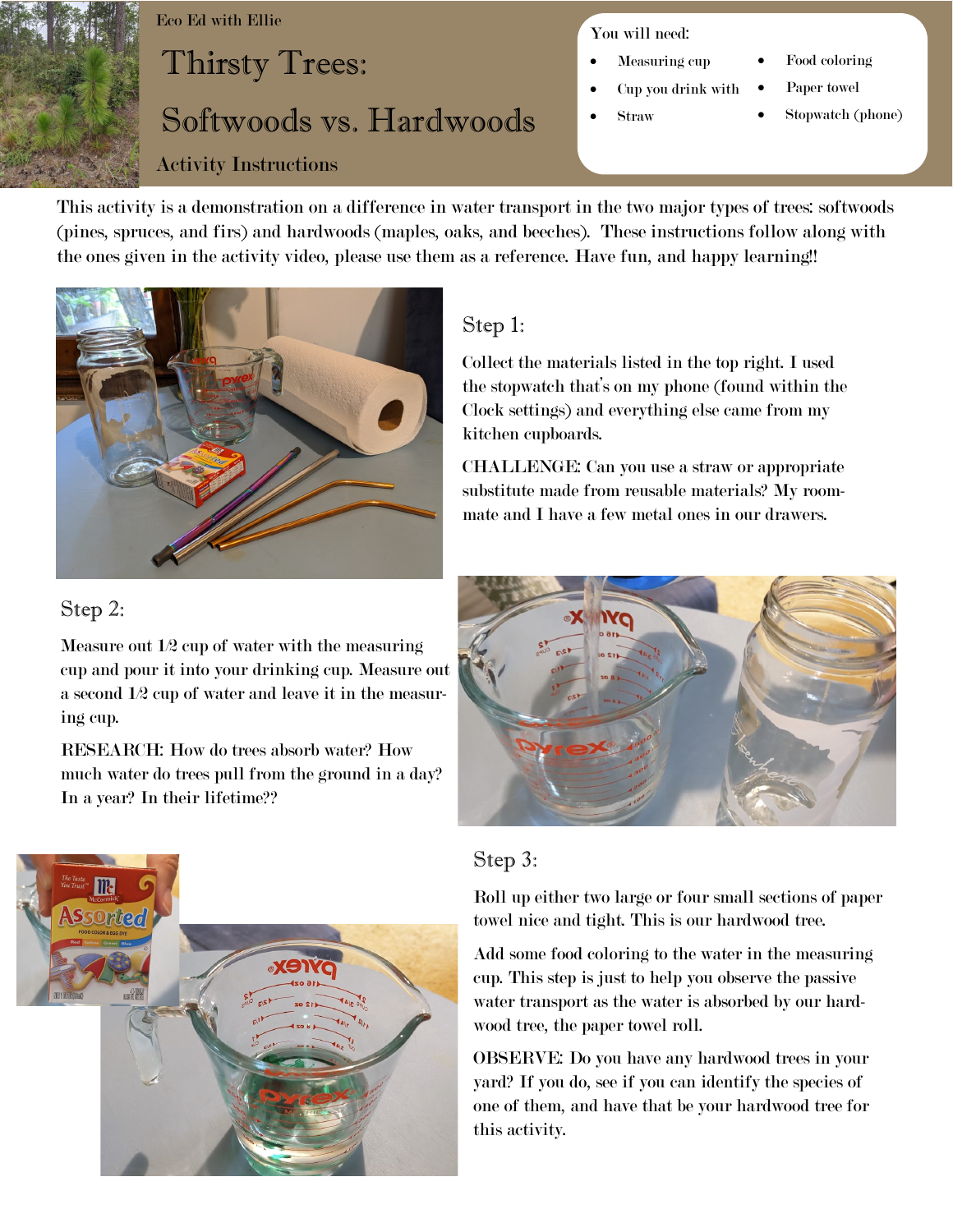Eco Ed with Ellie

# Thirsty Trees: Softwoods vs. Hardwoods

Activity Instructions

You will need:

- Measuring cup
- Cup you drink with
- Straw
- Food coloring
- Paper towel
- Stopwatch (phone)

This activity is a demonstration on a difference in water transport in the two major types of trees: softwoods (pines, spruces, and firs) and hardwoods (maples, oaks, and beeches). These instructions follow along with the ones given in the activity video, please use them as a reference. Have fun, and happy learning!!

## Step 1:

Collect the materials listed in the top right. I used the stopwatch that's on my phone (found within the Clock settings) and everything else came from my kitchen cupboards.

CHALLENGE: Can you use a straw or appropriate substitute made from reusable materials? My roommate and I have a few metal ones in our drawers.

## Step 2:

Measure out 1/2 cup of water with the measuring cup and pour it into your drinking cup. Measure out a second 1/2 cup of water and leave it in the measuring cup.

RESEARCH: How do trees absorb water? How much water do trees pull from the ground in a day? In a year? In their lifetime??

## Step 3:

Roll up either two large or four small sections of paper towel nice and tight. This is our hardwood tree.

Add some food coloring to the water in the measuring cup. This step is just to help you observe the passive water transport as the water is absorbed by our hardwood tree, the paper towel roll.

OBSERVE: Do you have any hardwood trees in your yard? If you do, see if you can identify the species of one of them, and have that be your hardwood tree for this activity.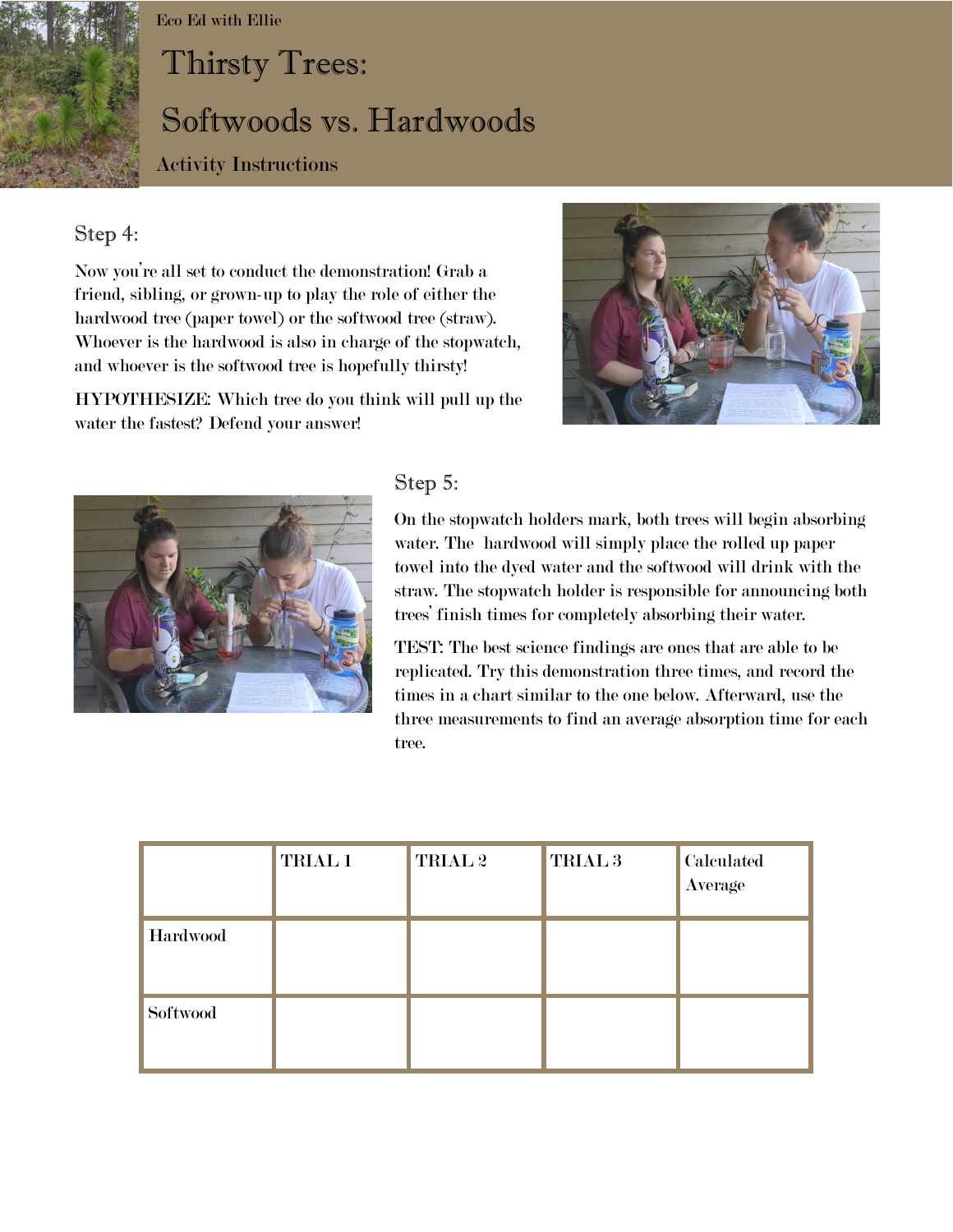Eco Ed with Ellie

# Thirsty Trees: Softwoods vs. Hardwoods

Activity Instructions

## Step 4:

Now you're all set to conduct the demonstration! Grab a friend, sibling, or grown-up to play the role of either the hardwood tree (paper towel) or the softwood tree (straw). Whoever is the hardwood is also in charge of the stopwatch, and whoever is the softwood tree is hopefully thirsty!

HYPOTHESIZE: Which tree do you think will pull up the water the fastest? Defend your answer!

## Step 5:

On the stopwatch holders mark, both trees will begin absorbing water. The hardwood will simply place the rolled up paper towel into the dyed water and the softwood will drink with the straw. The stopwatch holder is responsible for announcing both trees' finish times for completely absorbing their water.

TEST: The best science findings are ones that are able to be replicated. Try this demonstration three times, and record the times in a chart similar to the one below. Afterward, use the three measurements to find an average absorption time for each tree.

| | TRIAL 1 | TRIAL 2 | TRIAL 3 | Calculated Average |
|---|---|---|---|---|
| Hardwood | | | | |
| Softwood | | | | |